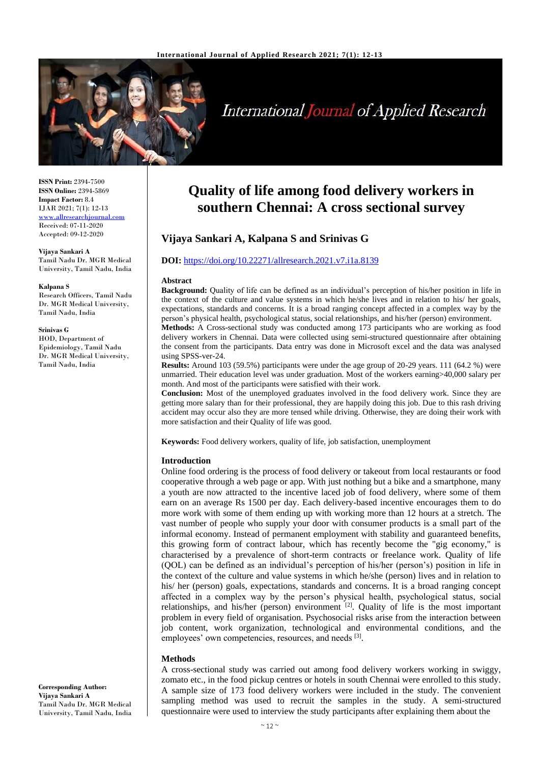# Quality of life among food delivery workers in southern Chennai: A cross sectional survey

**ISSN Print:** 2394-7500
**ISSN Online:** 2394-5869
**Impact Factor:** 8.4
IJAR 2021; 7(1): 12-13
www.allresearchjournal.com
Received: 07-11-2020
Accepted: 09-12-2020

**Vijaya Sankari A**
Tamil Nadu Dr. MGR Medical University, Tamil Nadu, India

**Kalpana S**
Research Officers, Tamil Nadu Dr. MGR Medical University, Tamil Nadu, India

**Srinivas G**
HOD, Department of Epidemiology, Tamil Nadu Dr. MGR Medical University, Tamil Nadu, India

**Corresponding Author:**
**Vijaya Sankari A**
Tamil Nadu Dr. MGR Medical University, Tamil Nadu, India

## Vijaya Sankari A, Kalpana S and Srinivas G

**DOI:** https://doi.org/10.22271/allresearch.2021.v7.i1a.8139

### Abstract

**Background:** Quality of life can be defined as an individual's perception of his/her position in life in the context of the culture and value systems in which he/she lives and in relation to his/ her goals, expectations, standards and concerns. It is a broad ranging concept affected in a complex way by the person's physical health, psychological status, social relationships, and his/her (person) environment.

**Methods:** A Cross-sectional study was conducted among 173 participants who are working as food delivery workers in Chennai. Data were collected using semi-structured questionnaire after obtaining the consent from the participants. Data entry was done in Microsoft excel and the data was analysed using SPSS-ver-24.

**Results:** Around 103 (59.5%) participants were under the age group of 20-29 years. 111 (64.2 %) were unmarried. Their education level was under graduation. Most of the workers earning>40,000 salary per month. And most of the participants were satisfied with their work.

**Conclusion:** Most of the unemployed graduates involved in the food delivery work. Since they are getting more salary than for their professional, they are happily doing this job. Due to this rash driving accident may occur also they are more tensed while driving. Otherwise, they are doing their work with more satisfaction and their Quality of life was good.

**Keywords:** Food delivery workers, quality of life, job satisfaction, unemployment

### Introduction

Online food ordering is the process of food delivery or takeout from local restaurants or food cooperative through a web page or app. With just nothing but a bike and a smartphone, many a youth are now attracted to the incentive laced job of food delivery, where some of them earn on an average Rs 1500 per day. Each delivery-based incentive encourages them to do more work with some of them ending up with working more than 12 hours at a stretch. The vast number of people who supply your door with consumer products is a small part of the informal economy. Instead of permanent employment with stability and guaranteed benefits, this growing form of contract labour, which has recently become the "gig economy," is characterised by a prevalence of short-term contracts or freelance work. Quality of life (QOL) can be defined as an individual's perception of his/her (person's) position in life in the context of the culture and value systems in which he/she (person) lives and in relation to his/ her (person) goals, expectations, standards and concerns. It is a broad ranging concept affected in a complex way by the person's physical health, psychological status, social relationships, and his/her (person) environment [2]. Quality of life is the most important problem in every field of organisation. Psychosocial risks arise from the interaction between job content, work organization, technological and environmental conditions, and the employees' own competencies, resources, and needs [3].

### Methods

A cross-sectional study was carried out among food delivery workers working in swiggy, zomato etc., in the food pickup centres or hotels in south Chennai were enrolled to this study. A sample size of 173 food delivery workers were included in the study. The convenient sampling method was used to recruit the samples in the study. A semi-structured questionnaire were used to interview the study participants after explaining them about the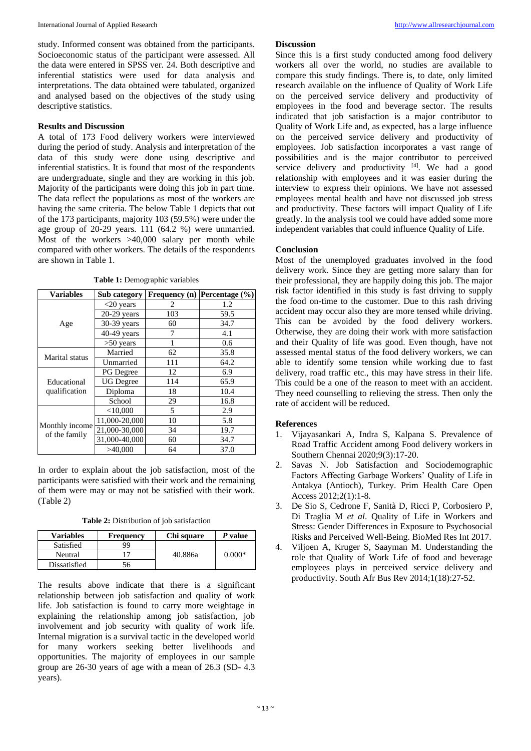study. Informed consent was obtained from the participants. Socioeconomic status of the participant were assessed. All the data were entered in SPSS ver. 24. Both descriptive and inferential statistics were used for data analysis and interpretations. The data obtained were tabulated, organized and analysed based on the objectives of the study using descriptive statistics.

## Results and Discussion

A total of 173 Food delivery workers were interviewed during the period of study. Analysis and interpretation of the data of this study were done using descriptive and inferential statistics. It is found that most of the respondents are undergraduate, single and they are working in this job. Majority of the participants were doing this job in part time. The data reflect the populations as most of the workers are having the same criteria. The below Table 1 depicts that out of the 173 participants, majority 103 (59.5%) were under the age group of 20-29 years. 111 (64.2 %) were unmarried. Most of the workers >40,000 salary per month while compared with other workers. The details of the respondents are shown in Table 1.

**Table 1:** Demographic variables

| Variables | Sub category | Frequency (n) | Percentage (%) |
|---|---|---|---|
| Age | <20 years | 2 | 1.2 |
| | 20-29 years | 103 | 59.5 |
| | 30-39 years | 60 | 34.7 |
| | 40-49 years | 7 | 4.1 |
| | >50 years | 1 | 0.6 |
| Marital status | Married | 62 | 35.8 |
| | Unmarried | 111 | 64.2 |
| Educational qualification | PG Degree | 12 | 6.9 |
| | UG Degree | 114 | 65.9 |
| | Diploma | 18 | 10.4 |
| | School | 29 | 16.8 |
| Monthly income of the family | <10,000 | 5 | 2.9 |
| | 11,000-20,000 | 10 | 5.8 |
| | 21,000-30,000 | 34 | 19.7 |
| | 31,000-40,000 | 60 | 34.7 |
| | >40,000 | 64 | 37.0 |

In order to explain about the job satisfaction, most of the participants were satisfied with their work and the remaining of them were may or may not be satisfied with their work. (Table 2)

**Table 2:** Distribution of job satisfaction

| Variables | Frequency | Chi square | *P* value |
|---|---|---|---|
| Satisfied | 99 | 40.886a | 0.000* |
| Neutral | 17 | | |
| Dissatisfied | 56 | | |

The results above indicate that there is a significant relationship between job satisfaction and quality of work life. Job satisfaction is found to carry more weightage in explaining the relationship among job satisfaction, job involvement and job security with quality of work life. Internal migration is a survival tactic in the developed world for many workers seeking better livelihoods and opportunities. The majority of employees in our sample group are 26-30 years of age with a mean of 26.3 (SD- 4.3 years).

## Discussion

Since this is a first study conducted among food delivery workers all over the world, no studies are available to compare this study findings. There is, to date, only limited research available on the influence of Quality of Work Life on the perceived service delivery and productivity of employees in the food and beverage sector. The results indicated that job satisfaction is a major contributor to Quality of Work Life and, as expected, has a large influence on the perceived service delivery and productivity of employees. Job satisfaction incorporates a vast range of possibilities and is the major contributor to perceived service delivery and productivity [4]. We had a good relationship with employees and it was easier during the interview to express their opinions. We have not assessed employees mental health and have not discussed job stress and productivity. These factors will impact Quality of Life greatly. In the analysis tool we could have added some more independent variables that could influence Quality of Life.

## Conclusion

Most of the unemployed graduates involved in the food delivery work. Since they are getting more salary than for their professional, they are happily doing this job. The major risk factor identified in this study is fast driving to supply the food on-time to the customer. Due to this rash driving accident may occur also they are more tensed while driving. This can be avoided by the food delivery workers. Otherwise, they are doing their work with more satisfaction and their Quality of life was good. Even though, have not assessed mental status of the food delivery workers, we can able to identify some tension while working due to fast delivery, road traffic etc., this may have stress in their life. This could be a one of the reason to meet with an accident. They need counselling to relieving the stress. Then only the rate of accident will be reduced.

## References

1. Vijayasankari A, Indra S, Kalpana S. Prevalence of Road Traffic Accident among Food delivery workers in Southern Chennai 2020;9(3):17-20.
2. Savas N. Job Satisfaction and Sociodemographic Factors Affecting Garbage Workers' Quality of Life in Antakya (Antioch), Turkey. Prim Health Care Open Access 2012;2(1):1-8.
3. De Sio S, Cedrone F, Sanità D, Ricci P, Corbosiero P, Di Traglia M *et al*. Quality of Life in Workers and Stress: Gender Differences in Exposure to Psychosocial Risks and Perceived Well-Being. BioMed Res Int 2017.
4. Viljoen A, Kruger S, Saayman M. Understanding the role that Quality of Work Life of food and beverage employees plays in perceived service delivery and productivity. South Afr Bus Rev 2014;1(18):27-52.